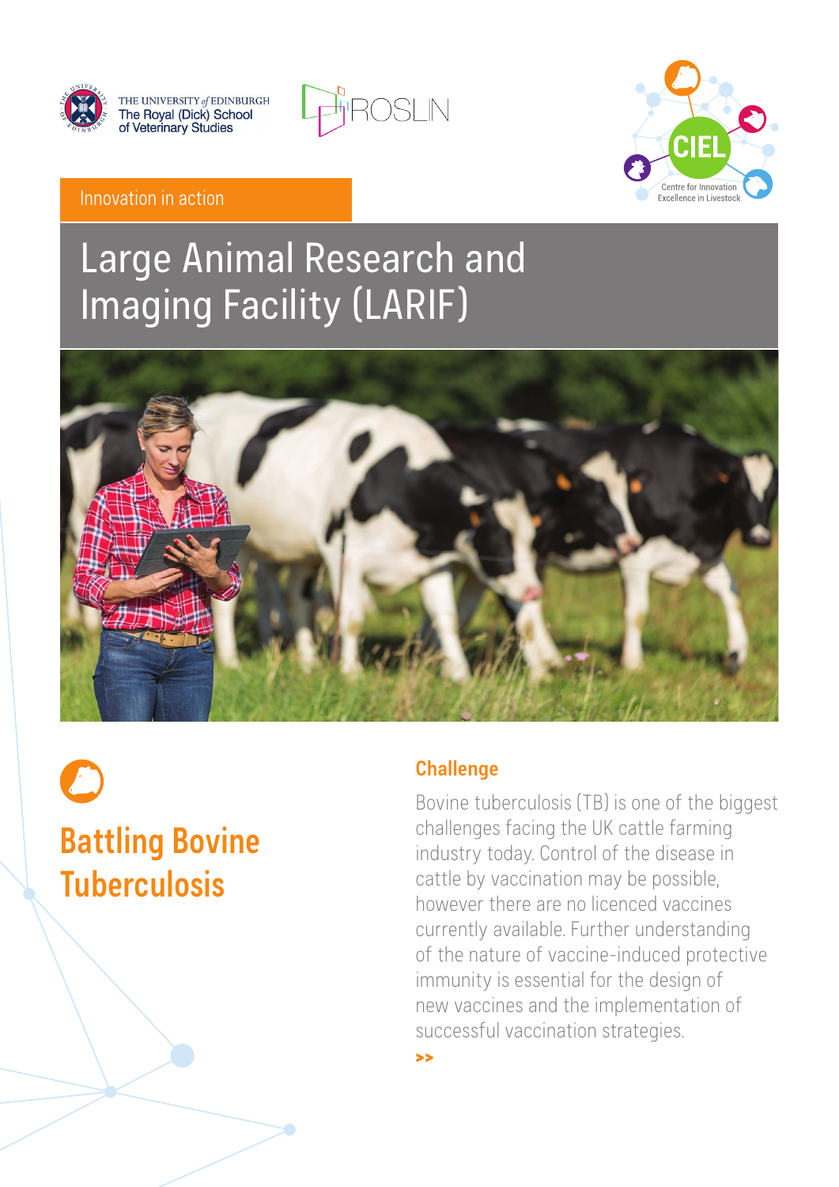THE UNIVERSITY *of* EDINBURGH
The Royal (Dick) School of Veterinary Studies

ROSLIN

CIEL
Centre for Innovation Excellence in Livestock

Innovation in action

# Large Animal Research and Imaging Facility (LARIF)

## Battling Bovine Tuberculosis

### Challenge

Bovine tuberculosis (TB) is one of the biggest challenges facing the UK cattle farming industry today. Control of the disease in cattle by vaccination may be possible, however there are no licenced vaccines currently available. Further understanding of the nature of vaccine-induced protective immunity is essential for the design of new vaccines and the implementation of successful vaccination strategies.

>>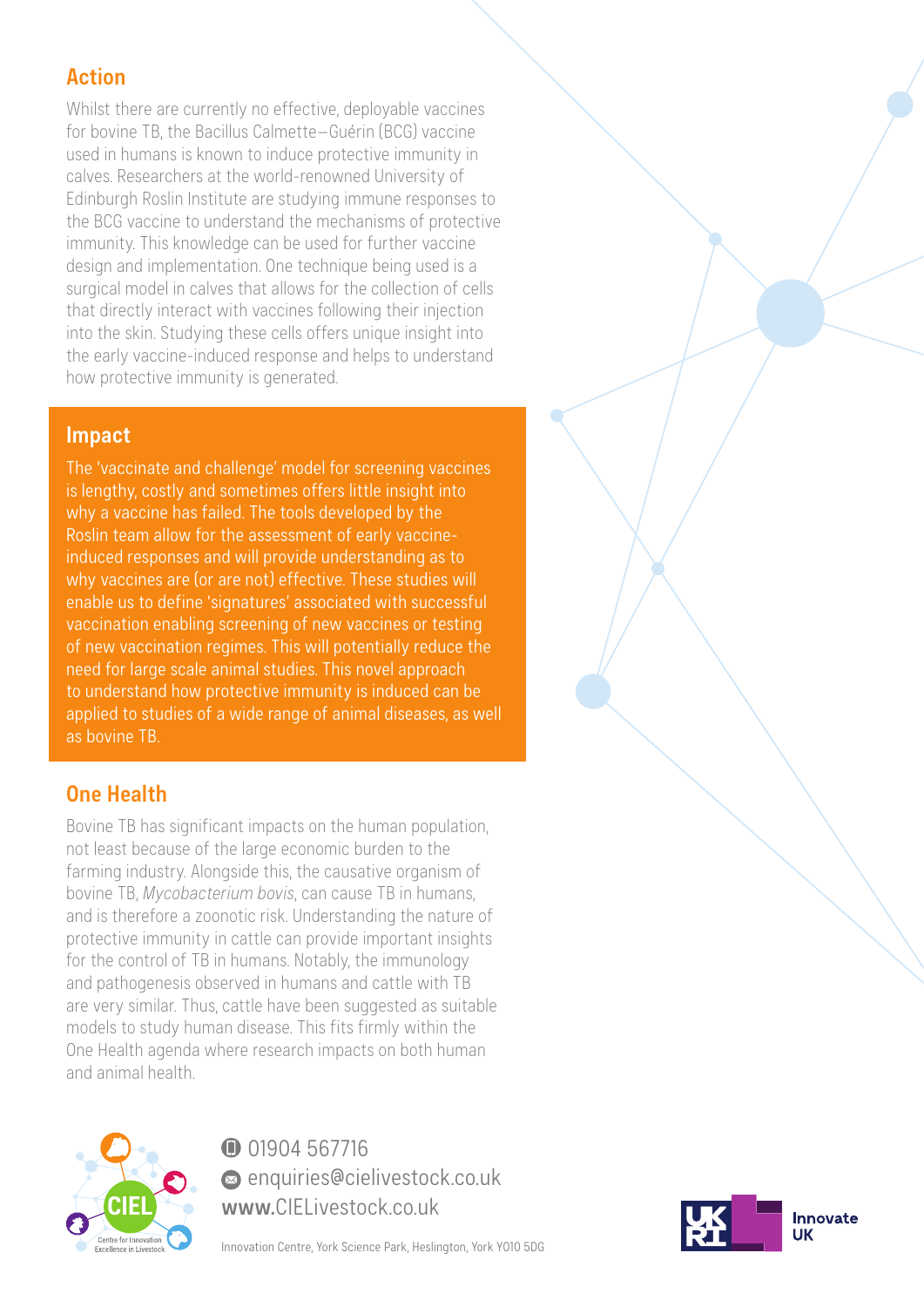## Action

Whilst there are currently no effective, deployable vaccines for bovine TB, the Bacillus Calmette–Guérin (BCG) vaccine used in humans is known to induce protective immunity in calves. Researchers at the world-renowned University of Edinburgh Roslin Institute are studying immune responses to the BCG vaccine to understand the mechanisms of protective immunity. This knowledge can be used for further vaccine design and implementation. One technique being used is a surgical model in calves that allows for the collection of cells that directly interact with vaccines following their injection into the skin. Studying these cells offers unique insight into the early vaccine-induced response and helps to understand how protective immunity is generated.

## Impact

The 'vaccinate and challenge' model for screening vaccines is lengthy, costly and sometimes offers little insight into why a vaccine has failed. The tools developed by the Roslin team allow for the assessment of early vaccine-induced responses and will provide understanding as to why vaccines are (or are not) effective. These studies will enable us to define 'signatures' associated with successful vaccination enabling screening of new vaccines or testing of new vaccination regimes. This will potentially reduce the need for large scale animal studies. This novel approach to understand how protective immunity is induced can be applied to studies of a wide range of animal diseases, as well as bovine TB.

## One Health

Bovine TB has significant impacts on the human population, not least because of the large economic burden to the farming industry. Alongside this, the causative organism of bovine TB, *Mycobacterium bovis*, can cause TB in humans, and is therefore a zoonotic risk. Understanding the nature of protective immunity in cattle can provide important insights for the control of TB in humans. Notably, the immunology and pathogenesis observed in humans and cattle with TB are very similar. Thus, cattle have been suggested as suitable models to study human disease. This fits firmly within the One Health agenda where research impacts on both human and animal health.

CIEL – Centre for Innovation Excellence in Livestock

01904 567716
enquiries@cielivestock.co.uk
www.CIELivestock.co.uk

Innovation Centre, York Science Park, Heslington, York YO10 5DG

UKRI Innovate UK